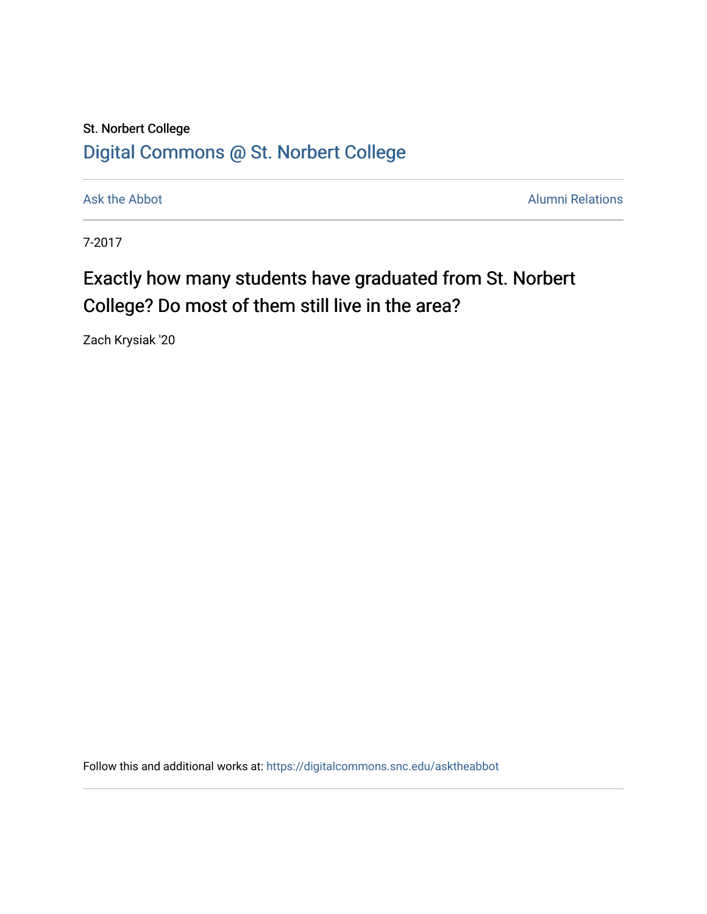St. Norbert College

[Digital Commons @ St. Norbert College](https://digitalcommons.snc.edu)

Ask the Abbot | Alumni Relations

7-2017

# Exactly how many students have graduated from St. Norbert College? Do most of them still live in the area?

Zach Krysiak '20

Follow this and additional works at: https://digitalcommons.snc.edu/asktheabbot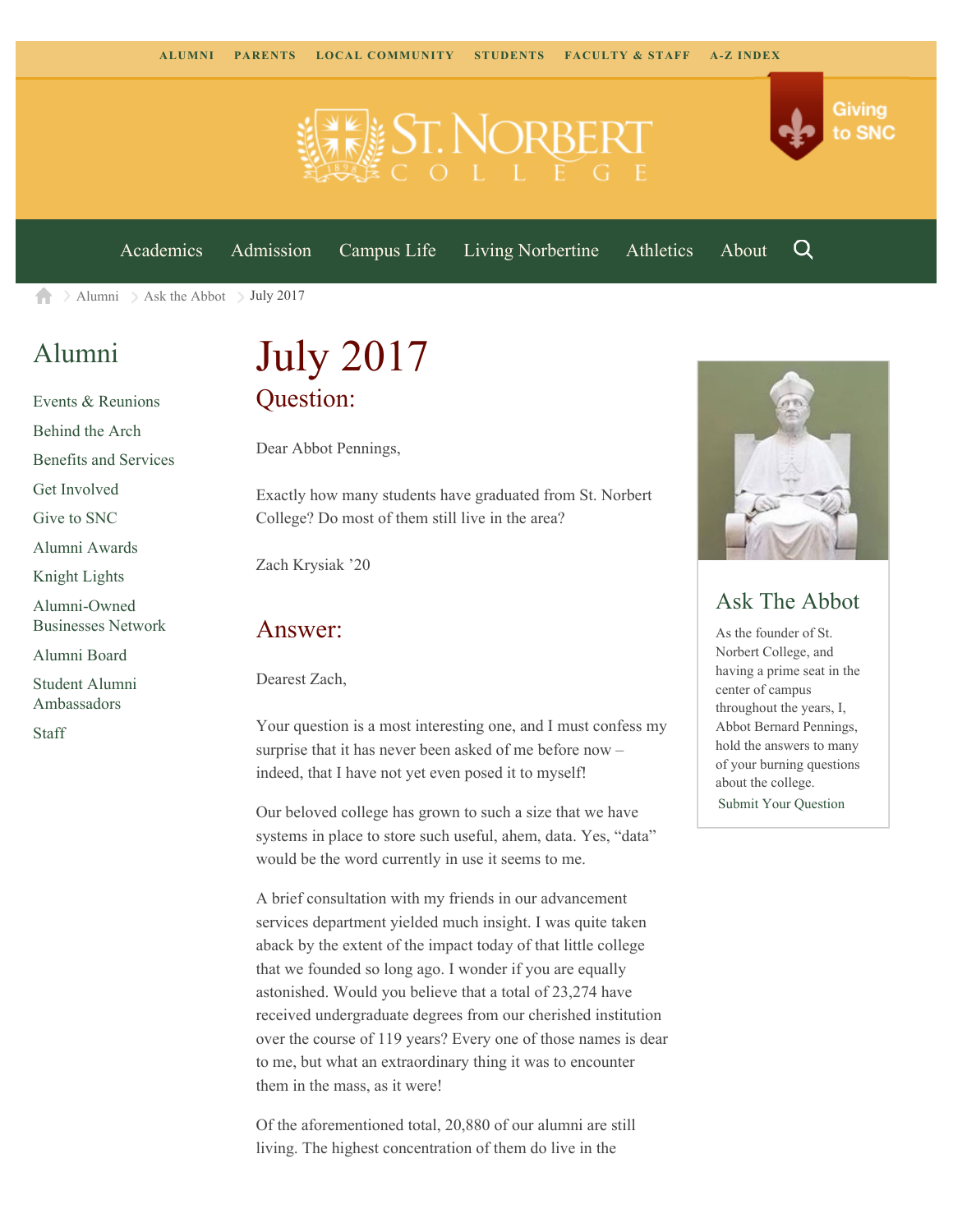ALUMNI PARENTS LOCAL COMMUNITY STUDENTS FACULTY & STAFF A-Z INDEX

Giving to SNC

Academics Admission Campus Life Living Norbertine Athletics About

Alumni > Ask the Abbot > July 2017

## Alumni

- Events & Reunions
- Behind the Arch
- Benefits and Services
- Get Involved
- Give to SNC
- Alumni Awards
- Knight Lights
- Alumni-Owned Businesses Network
- Alumni Board
- Student Alumni Ambassadors
- Staff

# July 2017

## Question:

Dear Abbot Pennings,

Exactly how many students have graduated from St. Norbert College? Do most of them still live in the area?

Zach Krysiak '20

## Answer:

Dearest Zach,

Your question is a most interesting one, and I must confess my surprise that it has never been asked of me before now – indeed, that I have not yet even posed it to myself!

Our beloved college has grown to such a size that we have systems in place to store such useful, ahem, data. Yes, "data" would be the word currently in use it seems to me.

A brief consultation with my friends in our advancement services department yielded much insight. I was quite taken aback by the extent of the impact today of that little college that we founded so long ago. I wonder if you are equally astonished. Would you believe that a total of 23,274 have received undergraduate degrees from our cherished institution over the course of 119 years? Every one of those names is dear to me, but what an extraordinary thing it was to encounter them in the mass, as it were!

Of the aforementioned total, 20,880 of our alumni are still living. The highest concentration of them do live in the

## Ask The Abbot

As the founder of St. Norbert College, and having a prime seat in the center of campus throughout the years, I, Abbot Bernard Pennings, hold the answers to many of your burning questions about the college.

Submit Your Question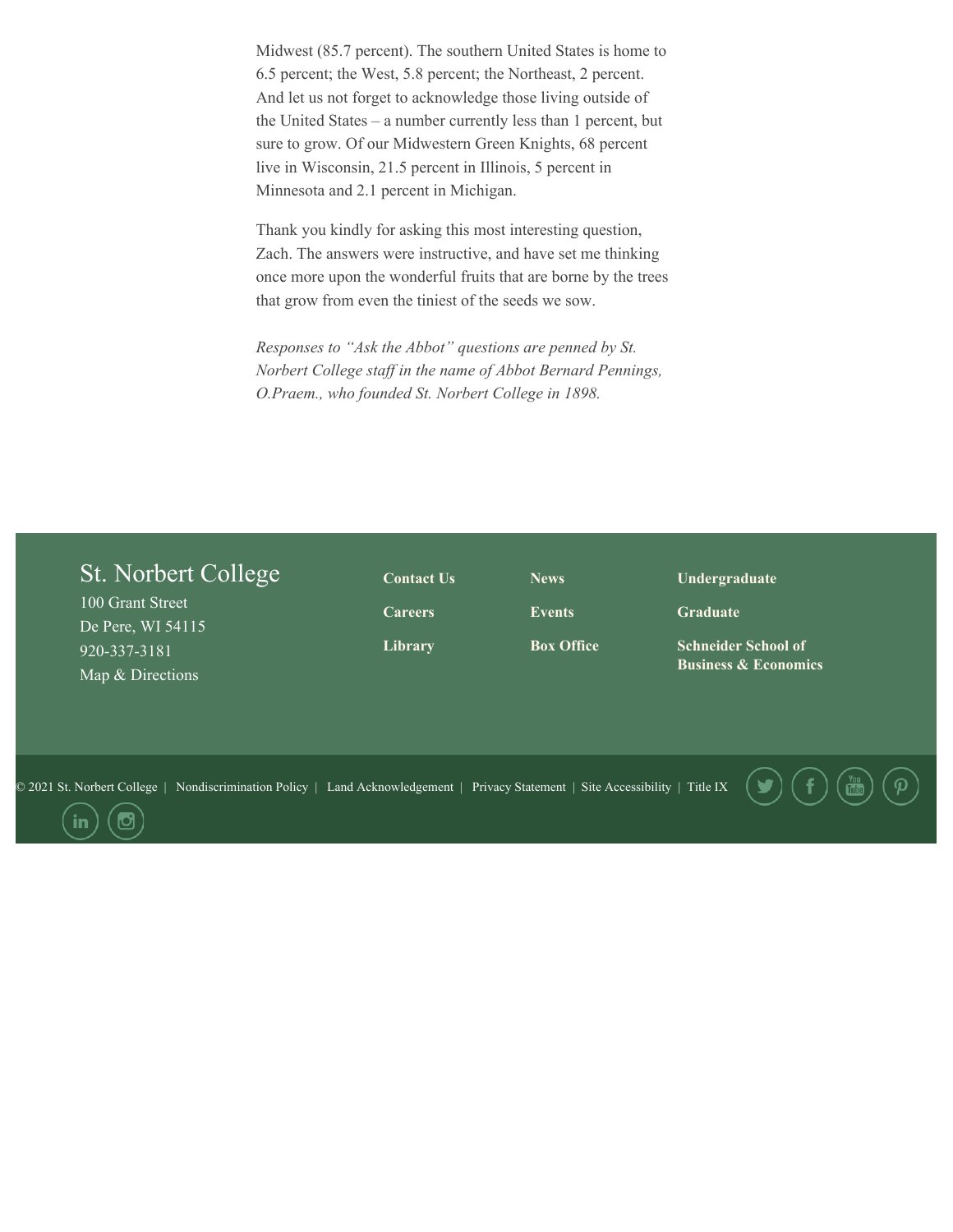Midwest (85.7 percent). The southern United States is home to 6.5 percent; the West, 5.8 percent; the Northeast, 2 percent. And let us not forget to acknowledge those living outside of the United States – a number currently less than 1 percent, but sure to grow. Of our Midwestern Green Knights, 68 percent live in Wisconsin, 21.5 percent in Illinois, 5 percent in Minnesota and 2.1 percent in Michigan.

Thank you kindly for asking this most interesting question, Zach. The answers were instructive, and have set me thinking once more upon the wonderful fruits that are borne by the trees that grow from even the tiniest of the seeds we sow.

*Responses to "Ask the Abbot" questions are penned by St. Norbert College staff in the name of Abbot Bernard Pennings, O.Praem., who founded St. Norbert College in 1898.*

St. Norbert College
100 Grant Street
De Pere, WI 54115
920-337-3181
Map & Directions

**Contact Us**
**Careers**
**Library**
**News**
**Events**
**Box Office**
**Undergraduate**
**Graduate**
**Schneider School of Business & Economics**

© 2021 St. Norbert College | Nondiscrimination Policy | Land Acknowledgement | Privacy Statement | Site Accessibility | Title IX